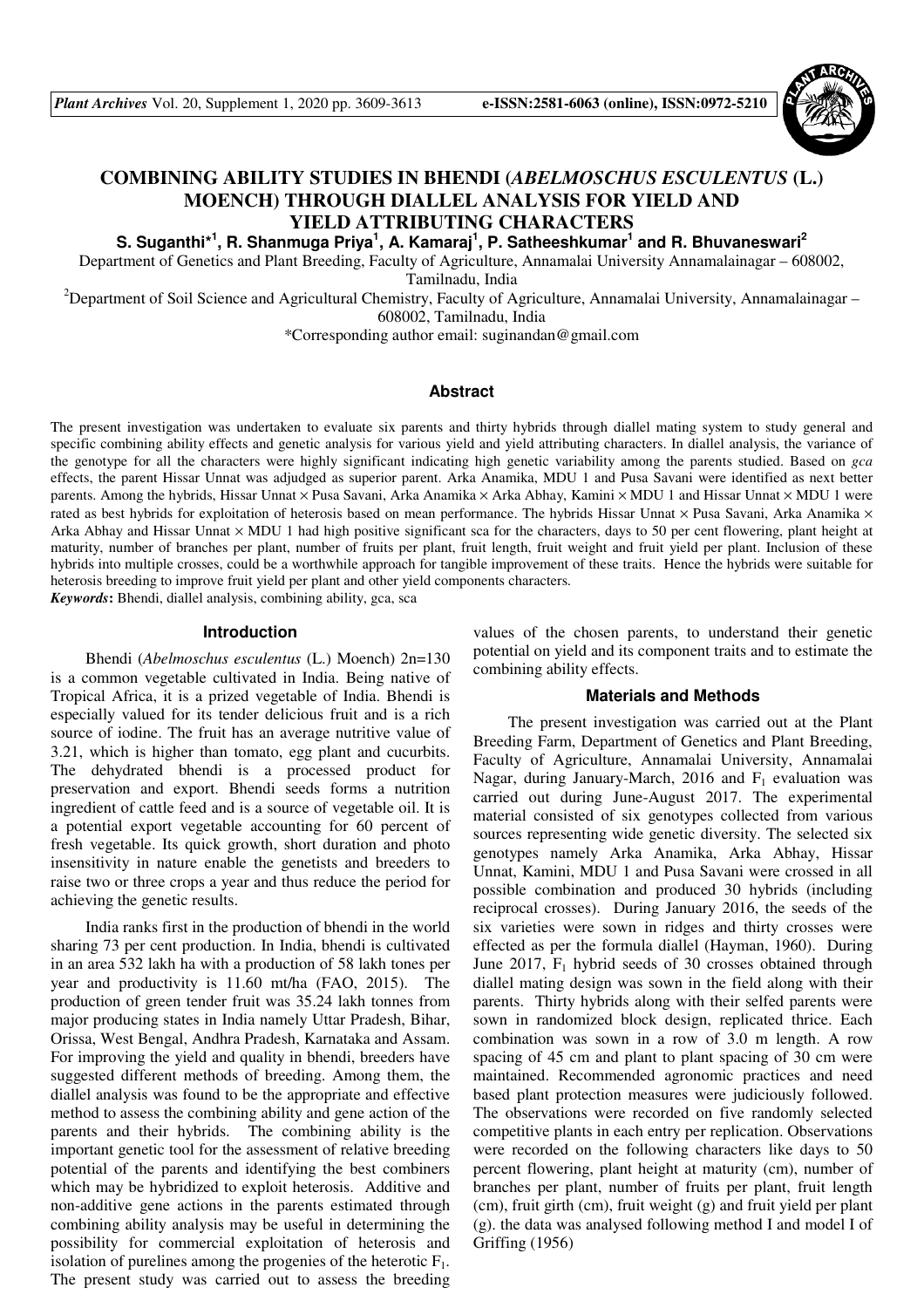# COMBINING ABILITY STUDIES IN BHENDI (*ABELMOSCHUS ESCULENTUS* (L.) MOENCH) THROUGH DIALLEL ANALYSIS FOR YIELD AND YIELD ATTRIBUTING CHARACTERS

**S. Suganthi*[1], R. Shanmuga Priya[1], A. Kamaraj[1], P. Satheeshkumar[1] and R. Bhuvaneswari[2]**

Department of Genetics and Plant Breeding, Faculty of Agriculture, Annamalai University Annamalainagar – 608002, Tamilnadu, India

[2]Department of Soil Science and Agricultural Chemistry, Faculty of Agriculture, Annamalai University, Annamalainagar – 608002, Tamilnadu, India

*Corresponding author email: suginandan@gmail.com

## Abstract

The present investigation was undertaken to evaluate six parents and thirty hybrids through diallel mating system to study general and specific combining ability effects and genetic analysis for various yield and yield attributing characters. In diallel analysis, the variance of the genotype for all the characters were highly significant indicating high genetic variability among the parents studied. Based on *gca* effects, the parent Hissar Unnat was adjudged as superior parent. Arka Anamika, MDU 1 and Pusa Savani were identified as next better parents. Among the hybrids, Hissar Unnat × Pusa Savani, Arka Anamika × Arka Abhay, Kamini × MDU 1 and Hissar Unnat × MDU 1 were rated as best hybrids for exploitation of heterosis based on mean performance. The hybrids Hissar Unnat × Pusa Savani, Arka Anamika × Arka Abhay and Hissar Unnat × MDU 1 had high positive significant sca for the characters, days to 50 per cent flowering, plant height at maturity, number of branches per plant, number of fruits per plant, fruit length, fruit weight and fruit yield per plant. Inclusion of these hybrids into multiple crosses, could be a worthwhile approach for tangible improvement of these traits. Hence the hybrids were suitable for heterosis breeding to improve fruit yield per plant and other yield components characters.

***Keywords*:** Bhendi, diallel analysis, combining ability, gca, sca

## Introduction

Bhendi (*Abelmoschus esculentus* (L.) Moench) 2n=130 is a common vegetable cultivated in India. Being native of Tropical Africa, it is a prized vegetable of India. Bhendi is especially valued for its tender delicious fruit and is a rich source of iodine. The fruit has an average nutritive value of 3.21, which is higher than tomato, egg plant and cucurbits. The dehydrated bhendi is a processed product for preservation and export. Bhendi seeds forms a nutrition ingredient of cattle feed and is a source of vegetable oil. It is a potential export vegetable accounting for 60 percent of fresh vegetable. Its quick growth, short duration and photo insensitivity in nature enable the genetists and breeders to raise two or three crops a year and thus reduce the period for achieving the genetic results.

India ranks first in the production of bhendi in the world sharing 73 per cent production. In India, bhendi is cultivated in an area 532 lakh ha with a production of 58 lakh tones per year and productivity is 11.60 mt/ha (FAO, 2015). The production of green tender fruit was 35.24 lakh tonnes from major producing states in India namely Uttar Pradesh, Bihar, Orissa, West Bengal, Andhra Pradesh, Karnataka and Assam. For improving the yield and quality in bhendi, breeders have suggested different methods of breeding. Among them, the diallel analysis was found to be the appropriate and effective method to assess the combining ability and gene action of the parents and their hybrids. The combining ability is the important genetic tool for the assessment of relative breeding potential of the parents and identifying the best combiners which may be hybridized to exploit heterosis. Additive and non-additive gene actions in the parents estimated through combining ability analysis may be useful in determining the possibility for commercial exploitation of heterosis and isolation of purelines among the progenies of the heterotic $F_1$. The present study was carried out to assess the breeding values of the chosen parents, to understand their genetic potential on yield and its component traits and to estimate the combining ability effects.

## Materials and Methods

The present investigation was carried out at the Plant Breeding Farm, Department of Genetics and Plant Breeding, Faculty of Agriculture, Annamalai University, Annamalai Nagar, during January-March, 2016 and $F_1$ evaluation was carried out during June-August 2017. The experimental material consisted of six genotypes collected from various sources representing wide genetic diversity. The selected six genotypes namely Arka Anamika, Arka Abhay, Hissar Unnat, Kamini, MDU 1 and Pusa Savani were crossed in all possible combination and produced 30 hybrids (including reciprocal crosses). During January 2016, the seeds of the six varieties were sown in ridges and thirty crosses were effected as per the formula diallel (Hayman, 1960). During June 2017, $F_1$ hybrid seeds of 30 crosses obtained through diallel mating design was sown in the field along with their parents. Thirty hybrids along with their selfed parents were sown in randomized block design, replicated thrice. Each combination was sown in a row of 3.0 m length. A row spacing of 45 cm and plant to plant spacing of 30 cm were maintained. Recommended agronomic practices and need based plant protection measures were judiciously followed. The observations were recorded on five randomly selected competitive plants in each entry per replication. Observations were recorded on the following characters like days to 50 percent flowering, plant height at maturity (cm), number of branches per plant, number of fruits per plant, fruit length (cm), fruit girth (cm), fruit weight (g) and fruit yield per plant (g). the data was analysed following method I and model I of Griffing (1956)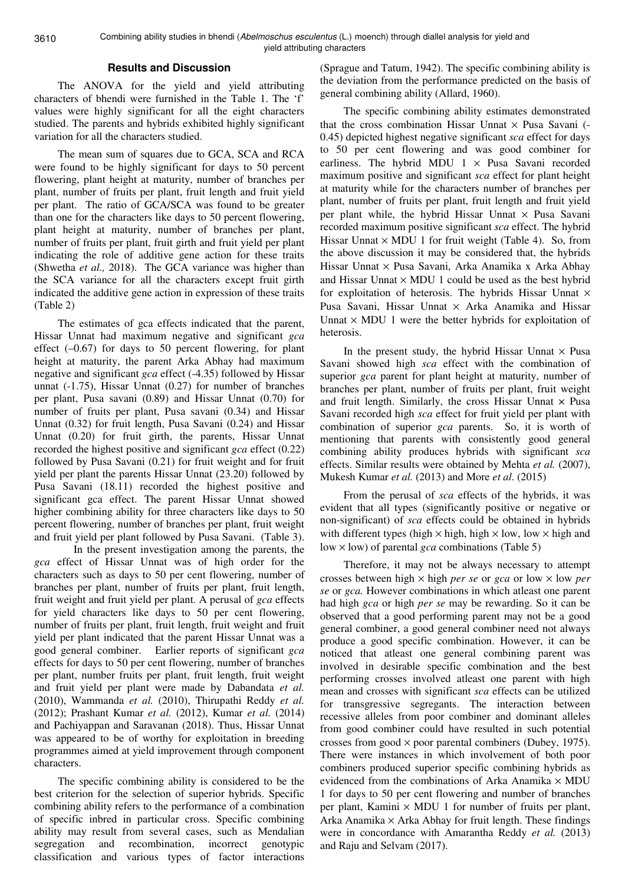## Results and Discussion

The ANOVA for the yield and yield attributing characters of bhendi were furnished in the Table 1. The 'f' values were highly significant for all the eight characters studied. The parents and hybrids exhibited highly significant variation for all the characters studied.

The mean sum of squares due to GCA, SCA and RCA were found to be highly significant for days to 50 percent flowering, plant height at maturity, number of branches per plant, number of fruits per plant, fruit length and fruit yield per plant. The ratio of GCA/SCA was found to be greater than one for the characters like days to 50 percent flowering, plant height at maturity, number of branches per plant, number of fruits per plant, fruit girth and fruit yield per plant indicating the role of additive gene action for these traits (Shwetha *et al.,* 2018). The GCA variance was higher than the SCA variance for all the characters except fruit girth indicated the additive gene action in expression of these traits (Table 2)

The estimates of gca effects indicated that the parent, Hissar Unnat had maximum negative and significant *gca* effect (–0.67) for days to 50 percent flowering, for plant height at maturity, the parent Arka Abhay had maximum negative and significant *gca* effect (-4.35) followed by Hissar unnat (-1.75), Hissar Unnat (0.27) for number of branches per plant, Pusa savani (0.89) and Hissar Unnat (0.70) for number of fruits per plant, Pusa savani (0.34) and Hissar Unnat (0.32) for fruit length, Pusa Savani (0.24) and Hissar Unnat (0.20) for fruit girth, the parents, Hissar Unnat recorded the highest positive and significant *gca* effect (0.22) followed by Pusa Savani (0.21) for fruit weight and for fruit yield per plant the parents Hissar Unnat (23.20) followed by Pusa Savani (18.11) recorded the highest positive and significant gca effect. The parent Hissar Unnat showed higher combining ability for three characters like days to 50 percent flowering, number of branches per plant, fruit weight and fruit yield per plant followed by Pusa Savani. (Table 3).

In the present investigation among the parents, the *gca* effect of Hissar Unnat was of high order for the characters such as days to 50 per cent flowering, number of branches per plant, number of fruits per plant, fruit length, fruit weight and fruit yield per plant. A perusal of *gca* effects for yield characters like days to 50 per cent flowering, number of fruits per plant, fruit length, fruit weight and fruit yield per plant indicated that the parent Hissar Unnat was a good general combiner. Earlier reports of significant *gca* effects for days to 50 per cent flowering, number of branches per plant, number fruits per plant, fruit length, fruit weight and fruit yield per plant were made by Dabandata *et al.* (2010), Wammanda *et al.* (2010), Thirupathi Reddy *et al.* (2012); Prashant Kumar *et al.* (2012), Kumar *et al.* (2014) and Pachiyappan and Saravanan (2018). Thus, Hissar Unnat was appeared to be of worthy for exploitation in breeding programmes aimed at yield improvement through component characters.

The specific combining ability is considered to be the best criterion for the selection of superior hybrids. Specific combining ability refers to the performance of a combination of specific inbred in particular cross. Specific combining ability may result from several cases, such as Mendalian segregation and recombination, incorrect genotypic classification and various types of factor interactions (Sprague and Tatum, 1942). The specific combining ability is the deviation from the performance predicted on the basis of general combining ability (Allard, 1960).

The specific combining ability estimates demonstrated that the cross combination Hissar Unnat × Pusa Savani (-0.45) depicted highest negative significant *sca* effect for days to 50 per cent flowering and was good combiner for earliness. The hybrid MDU 1 × Pusa Savani recorded maximum positive and significant *sca* effect for plant height at maturity while for the characters number of branches per plant, number of fruits per plant, fruit length and fruit yield per plant while, the hybrid Hissar Unnat × Pusa Savani recorded maximum positive significant *sca* effect. The hybrid Hissar Unnat × MDU 1 for fruit weight (Table 4). So, from the above discussion it may be considered that, the hybrids Hissar Unnat × Pusa Savani, Arka Anamika x Arka Abhay and Hissar Unnat × MDU 1 could be used as the best hybrid for exploitation of heterosis. The hybrids Hissar Unnat × Pusa Savani, Hissar Unnat × Arka Anamika and Hissar Unnat × MDU 1 were the better hybrids for exploitation of heterosis.

In the present study, the hybrid Hissar Unnat × Pusa Savani showed high *sca* effect with the combination of superior *gca* parent for plant height at maturity, number of branches per plant, number of fruits per plant, fruit weight and fruit length. Similarly, the cross Hissar Unnat × Pusa Savani recorded high *sca* effect for fruit yield per plant with combination of superior *gca* parents. So, it is worth of mentioning that parents with consistently good general combining ability produces hybrids with significant *sca* effects. Similar results were obtained by Mehta *et al.* (2007), Mukesh Kumar *et al.* (2013) and More *et al*. (2015)

From the perusal of *sca* effects of the hybrids, it was evident that all types (significantly positive or negative or non-significant) of *sca* effects could be obtained in hybrids with different types (high × high, high × low, low × high and low × low) of parental *gca* combinations (Table 5)

Therefore, it may not be always necessary to attempt crosses between high × high *per se* or *gca* or low × low *per se* or *gca.* However combinations in which atleast one parent had high *gca* or high *per se* may be rewarding. So it can be observed that a good performing parent may not be a good general combiner, a good general combiner need not always produce a good specific combination. However, it can be noticed that atleast one general combining parent was involved in desirable specific combination and the best performing crosses involved atleast one parent with high mean and crosses with significant *sca* effects can be utilized for transgressive segregants. The interaction between recessive alleles from poor combiner and dominant alleles from good combiner could have resulted in such potential crosses from good × poor parental combiners (Dubey, 1975). There were instances in which involvement of both poor combiners produced superior specific combining hybrids as evidenced from the combinations of Arka Anamika × MDU 1 for days to 50 per cent flowering and number of branches per plant, Kamini × MDU 1 for number of fruits per plant, Arka Anamika × Arka Abhay for fruit length. These findings were in concordance with Amarantha Reddy *et al.* (2013) and Raju and Selvam (2017).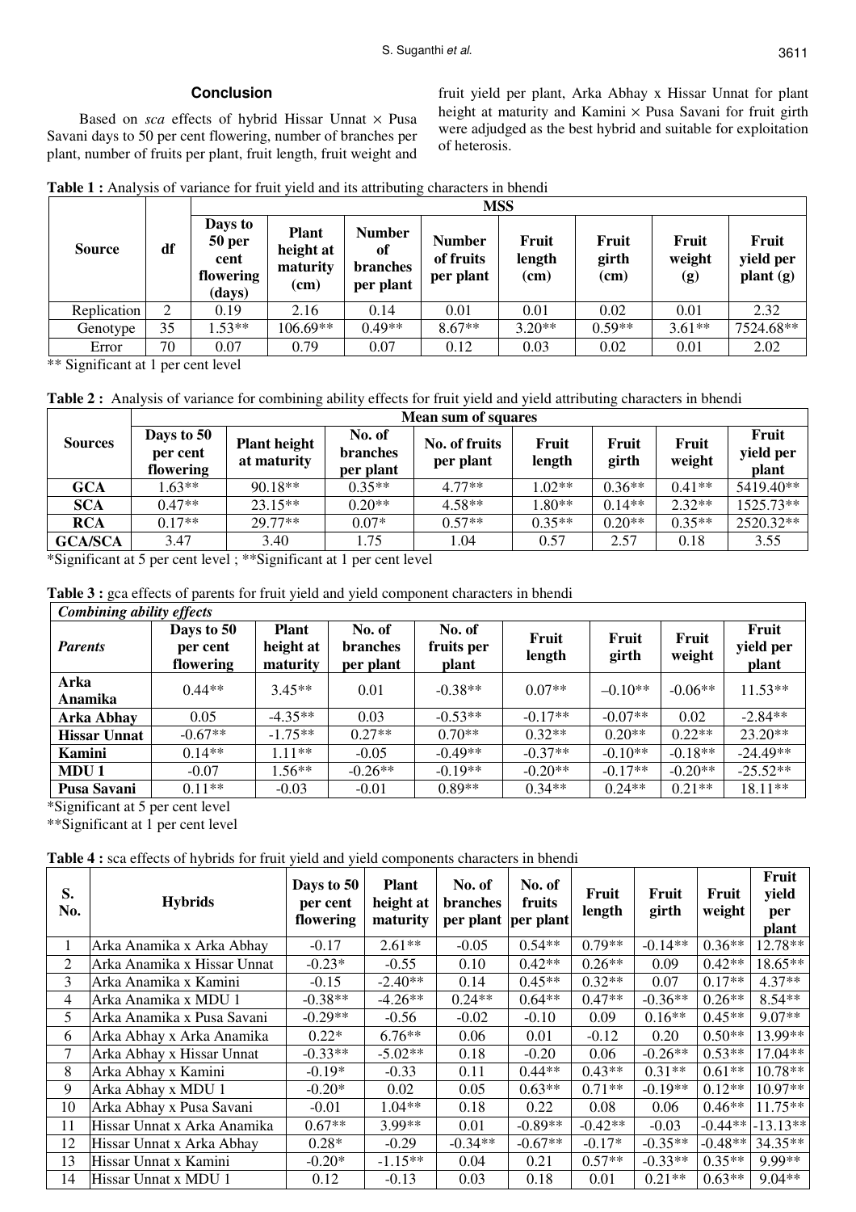## Conclusion

Based on *sca* effects of hybrid Hissar Unnat × Pusa Savani days to 50 per cent flowering, number of branches per plant, number of fruits per plant, fruit length, fruit weight and fruit yield per plant, Arka Abhay x Hissar Unnat for plant height at maturity and Kamini × Pusa Savani for fruit girth were adjudged as the best hybrid and suitable for exploitation of heterosis.

**Table 1 :** Analysis of variance for fruit yield and its attributing characters in bhendi

| Source | df | MSS | | | | | | | |
|---|---|---|---|---|---|---|---|---|---|
| | | Days to 50 per cent flowering (days) | Plant height at maturity (cm) | Number of branches per plant | Number of fruits per plant | Fruit length (cm) | Fruit girth (cm) | Fruit weight (g) | Fruit yield per plant (g) |
| Replication | 2 | 0.19 | 2.16 | 0.14 | 0.01 | 0.01 | 0.02 | 0.01 | 2.32 |
| Genotype | 35 | 1.53** | 106.69** | 0.49** | 8.67** | 3.20** | 0.59** | 3.61** | 7524.68** |
| Error | 70 | 0.07 | 0.79 | 0.07 | 0.12 | 0.03 | 0.02 | 0.01 | 2.02 |

** Significant at 1 per cent level

**Table 2 :** Analysis of variance for combining ability effects for fruit yield and yield attributing characters in bhendi

| Sources | Mean sum of squares | | | | | | | |
|---|---|---|---|---|---|---|---|---|
| | Days to 50 per cent flowering | Plant height at maturity | No. of branches per plant | No. of fruits per plant | Fruit length | Fruit girth | Fruit weight | Fruit yield per plant |
| **GCA** | 1.63** | 90.18** | 0.35** | 4.77** | 1.02** | 0.36** | 0.41** | 5419.40** |
| **SCA** | 0.47** | 23.15** | 0.20** | 4.58** | 1.80** | 0.14** | 2.32** | 1525.73** |
| **RCA** | 0.17** | 29.77** | 0.07* | 0.57** | 0.35** | 0.20** | 0.35** | 2520.32** |
| **GCA/SCA** | 3.47 | 3.40 | 1.75 | 1.04 | 0.57 | 2.57 | 0.18 | 3.55 |

*Significant at 5 per cent level ; **Significant at 1 per cent level

**Table 3 :** gca effects of parents for fruit yield and yield component characters in bhendi

| *Combining ability effects* | | | | | | | | |
|---|---|---|---|---|---|---|---|---|
| ***Parents*** | **Days to 50 per cent flowering** | **Plant height at maturity** | **No. of branches per plant** | **No. of fruits per plant** | **Fruit length** | **Fruit girth** | **Fruit weight** | **Fruit yield per plant** |
| **Arka Anamika** | 0.44** | 3.45** | 0.01 | -0.38** | 0.07** | –0.10** | -0.06** | 11.53** |
| **Arka Abhay** | 0.05 | -4.35** | 0.03 | -0.53** | -0.17** | -0.07** | 0.02 | -2.84** |
| **Hissar Unnat** | -0.67** | -1.75** | 0.27** | 0.70** | 0.32** | 0.20** | 0.22** | 23.20** |
| **Kamini** | 0.14** | 1.11** | -0.05 | -0.49** | -0.37** | -0.10** | -0.18** | -24.49** |
| **MDU 1** | -0.07 | 1.56** | -0.26** | -0.19** | -0.20** | -0.17** | -0.20** | -25.52** |
| **Pusa Savani** | 0.11** | -0.03 | -0.01 | 0.89** | 0.34** | 0.24** | 0.21** | 18.11** |

*Significant at 5 per cent level

**Significant at 1 per cent level

**Table 4 :** sca effects of hybrids for fruit yield and yield components characters in bhendi

| S. No. | Hybrids | Days to 50 per cent flowering | Plant height at maturity | No. of branches per plant | No. of fruits per plant | Fruit length | Fruit girth | Fruit weight | Fruit yield per plant |
|---|---|---|---|---|---|---|---|---|---|
| 1 | Arka Anamika x Arka Abhay | -0.17 | 2.61** | -0.05 | 0.54** | 0.79** | -0.14** | 0.36** | 12.78** |
| 2 | Arka Anamika x Hissar Unnat | -0.23* | -0.55 | 0.10 | 0.42** | 0.26** | 0.09 | 0.42** | 18.65** |
| 3 | Arka Anamika x Kamini | -0.15 | -2.40** | 0.14 | 0.45** | 0.32** | 0.07 | 0.17** | 4.37** |
| 4 | Arka Anamika x MDU 1 | -0.38** | -4.26** | 0.24** | 0.64** | 0.47** | -0.36** | 0.26** | 8.54** |
| 5 | Arka Anamika x Pusa Savani | -0.29** | -0.56 | -0.02 | -0.10 | 0.09 | 0.16** | 0.45** | 9.07** |
| 6 | Arka Abhay x Arka Anamika | 0.22* | 6.76** | 0.06 | 0.01 | -0.12 | 0.20 | 0.50** | 13.99** |
| 7 | Arka Abhay x Hissar Unnat | -0.33** | -5.02** | 0.18 | -0.20 | 0.06 | -0.26** | 0.53** | 17.04** |
| 8 | Arka Abhay x Kamini | -0.19* | -0.33 | 0.11 | 0.44** | 0.43** | 0.31** | 0.61** | 10.78** |
| 9 | Arka Abhay x MDU 1 | -0.20* | 0.02 | 0.05 | 0.63** | 0.71** | -0.19** | 0.12** | 10.97** |
| 10 | Arka Abhay x Pusa Savani | -0.01 | 1.04** | 0.18 | 0.22 | 0.08 | 0.06 | 0.46** | 11.75** |
| 11 | Hissar Unnat x Arka Anamika | 0.67** | 3.99** | 0.01 | -0.89** | -0.42** | -0.03 | -0.44** | -13.13** |
| 12 | Hissar Unnat x Arka Abhay | 0.28* | -0.29 | -0.34** | -0.67** | -0.17* | -0.35** | -0.48** | 34.35** |
| 13 | Hissar Unnat x Kamini | -0.20* | -1.15** | 0.04 | 0.21 | 0.57** | -0.33** | 0.35** | 9.99** |
| 14 | Hissar Unnat x MDU 1 | 0.12 | -0.13 | 0.03 | 0.18 | 0.01 | 0.21** | 0.63** | 9.04** |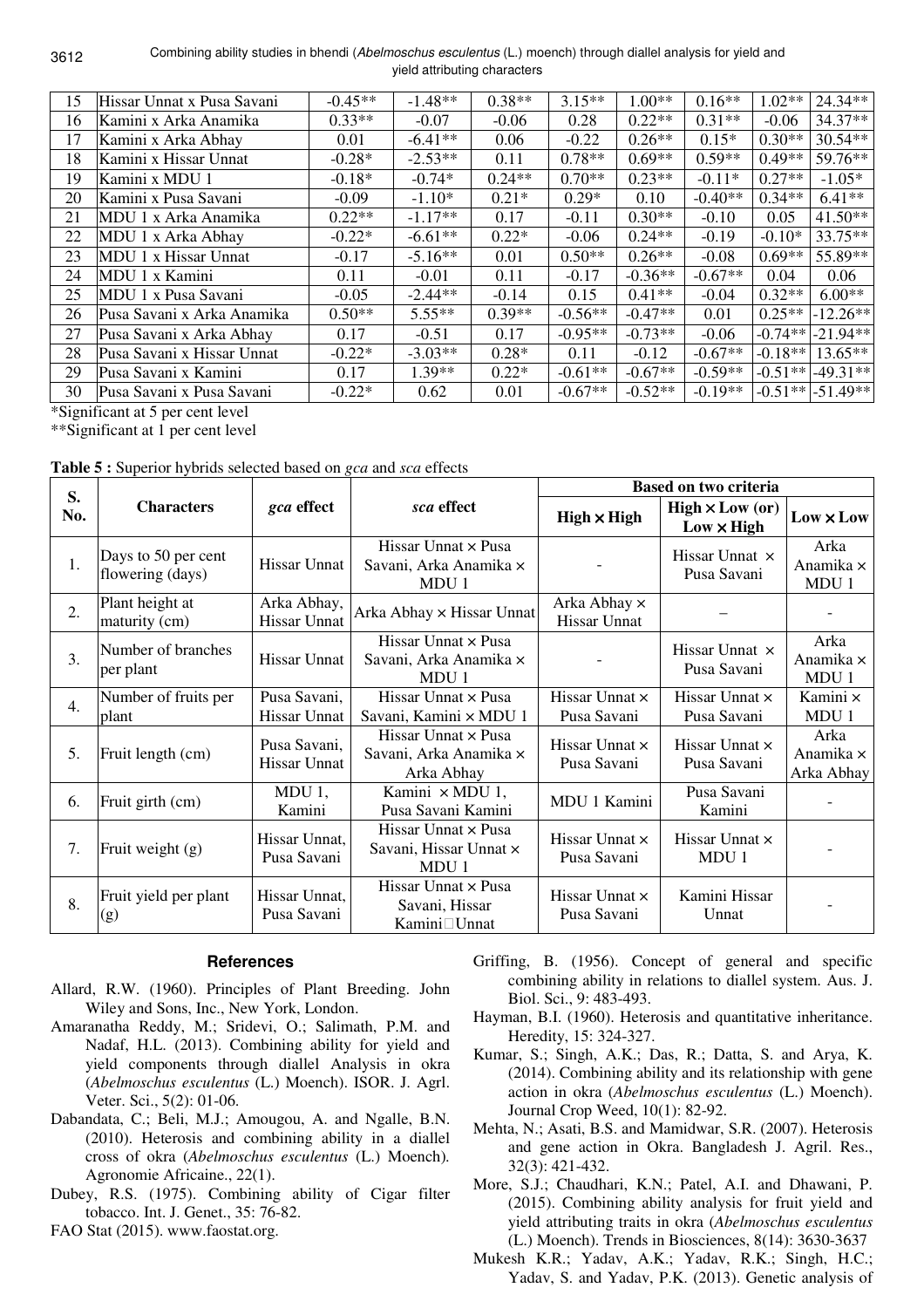| 15 | Hissar Unnat x Pusa Savani | -0.45** | -1.48** | 0.38** | 3.15** | 1.00** | 0.16** | 1.02** | 24.34** |
|---|---|---|---|---|---|---|---|---|---|
| 16 | Kamini x Arka Anamika | 0.33** | -0.07 | -0.06 | 0.28 | 0.22** | 0.31** | -0.06 | 34.37** |
| 17 | Kamini x Arka Abhay | 0.01 | -6.41** | 0.06 | -0.22 | 0.26** | 0.15* | 0.30** | 30.54** |
| 18 | Kamini x Hissar Unnat | -0.28* | -2.53** | 0.11 | 0.78** | 0.69** | 0.59** | 0.49** | 59.76** |
| 19 | Kamini x MDU 1 | -0.18* | -0.74* | 0.24** | 0.70** | 0.23** | -0.11* | 0.27** | -1.05* |
| 20 | Kamini x Pusa Savani | -0.09 | -1.10* | 0.21* | 0.29* | 0.10 | -0.40** | 0.34** | 6.41** |
| 21 | MDU 1 x Arka Anamika | 0.22** | -1.17** | 0.17 | -0.11 | 0.30** | -0.10 | 0.05 | 41.50** |
| 22 | MDU 1 x Arka Abhay | -0.22* | -6.61** | 0.22* | -0.06 | 0.24** | -0.19 | -0.10* | 33.75** |
| 23 | MDU 1 x Hissar Unnat | -0.17 | -5.16** | 0.01 | 0.50** | 0.26** | -0.08 | 0.69** | 55.89** |
| 24 | MDU 1 x Kamini | 0.11 | -0.01 | 0.11 | -0.17 | -0.36** | -0.67** | 0.04 | 0.06 |
| 25 | MDU 1 x Pusa Savani | -0.05 | -2.44** | -0.14 | 0.15 | 0.41** | -0.04 | 0.32** | 6.00** |
| 26 | Pusa Savani x Arka Anamika | 0.50** | 5.55** | 0.39** | -0.56** | -0.47** | 0.01 | 0.25** | -12.26** |
| 27 | Pusa Savani x Arka Abhay | 0.17 | -0.51 | 0.17 | -0.95** | -0.73** | -0.06 | -0.74** | -21.94** |
| 28 | Pusa Savani x Hissar Unnat | -0.22* | -3.03** | 0.28* | 0.11 | -0.12 | -0.67** | -0.18** | 13.65** |
| 29 | Pusa Savani x Kamini | 0.17 | 1.39** | 0.22* | -0.61** | -0.67** | -0.59** | -0.51** | -49.31** |
| 30 | Pusa Savani x Pusa Savani | -0.22* | 0.62 | 0.01 | -0.67** | -0.52** | -0.19** | -0.51** | -51.49** |

*Significant at 5 per cent level

**Significant at 1 per cent level

**Table 5 :** Superior hybrids selected based on *gca* and *sca* effects

| S. No. | Characters | *gca* effect | *sca* effect | Based on two criteria | | |
|---|---|---|---|---|---|---|
| | | | | High × High | High × Low (or) Low × High | Low × Low |
| 1. | Days to 50 per cent flowering (days) | Hissar Unnat | Hissar Unnat × Pusa Savani, Arka Anamika × MDU 1 | - | Hissar Unnat × Pusa Savani | Arka Anamika × MDU 1 |
| 2. | Plant height at maturity (cm) | Arka Abhay, Hissar Unnat | Arka Abhay × Hissar Unnat | Arka Abhay × Hissar Unnat | – | - |
| 3. | Number of branches per plant | Hissar Unnat | Hissar Unnat × Pusa Savani, Arka Anamika × MDU 1 | - | Hissar Unnat × Pusa Savani | Arka Anamika × MDU 1 |
| 4. | Number of fruits per plant | Pusa Savani, Hissar Unnat | Hissar Unnat × Pusa Savani, Kamini × MDU 1 | Hissar Unnat × Pusa Savani | Hissar Unnat × Pusa Savani | Kamini × MDU 1 |
| 5. | Fruit length (cm) | Pusa Savani, Hissar Unnat | Hissar Unnat × Pusa Savani, Arka Anamika × Arka Abhay | Hissar Unnat × Pusa Savani | Hissar Unnat × Pusa Savani | Arka Anamika × Arka Abhay |
| 6. | Fruit girth (cm) | MDU 1, Kamini | Kamini × MDU 1, Pusa Savani Kamini | MDU 1 Kamini | Pusa Savani Kamini | - |
| 7. | Fruit weight (g) | Hissar Unnat, Pusa Savani | Hissar Unnat × Pusa Savani, Hissar Unnat × MDU 1 | Hissar Unnat × Pusa Savani | Hissar Unnat × MDU 1 | - |
| 8. | Fruit yield per plant (g) | Hissar Unnat, Pusa Savani | Hissar Unnat × Pusa Savani, Hissar Kamini Unnat | Hissar Unnat × Pusa Savani | Kamini Hissar Unnat | - |

## References

Allard, R.W. (1960). Principles of Plant Breeding. John Wiley and Sons, Inc., New York, London.

Amaranatha Reddy, M.; Sridevi, O.; Salimath, P.M. and Nadaf, H.L. (2013). Combining ability for yield and yield components through diallel Analysis in okra (*Abelmoschus esculentus* (L.) Moench). ISOR. J. Agrl. Veter. Sci., 5(2): 01-06.

Dabandata, C.; Beli, M.J.; Amougou, A. and Ngalle, B.N. (2010). Heterosis and combining ability in a diallel cross of okra (*Abelmoschus esculentus* (L.) Moench). Agronomie Africaine., 22(1).

Dubey, R.S. (1975). Combining ability of Cigar filter tobacco. Int. J. Genet., 35: 76-82.

FAO Stat (2015). www.faostat.org.

Griffing, B. (1956). Concept of general and specific combining ability in relations to diallel system. Aus. J. Biol. Sci., 9: 483-493.

Hayman, B.I. (1960). Heterosis and quantitative inheritance. Heredity, 15: 324-327.

Kumar, S.; Singh, A.K.; Das, R.; Datta, S. and Arya, K. (2014). Combining ability and its relationship with gene action in okra (*Abelmoschus esculentus* (L.) Moench). Journal Crop Weed, 10(1): 82-92.

Mehta, N.; Asati, B.S. and Mamidwar, S.R. (2007). Heterosis and gene action in Okra. Bangladesh J. Agril. Res., 32(3): 421-432.

More, S.J.; Chaudhari, K.N.; Patel, A.I. and Dhawani, P. (2015). Combining ability analysis for fruit yield and yield attributing traits in okra (*Abelmoschus esculentus* (L.) Moench). Trends in Biosciences, 8(14): 3630-3637

Mukesh K.R.; Yadav, A.K.; Yadav, R.K.; Singh, H.C.; Yadav, S. and Yadav, P.K. (2013). Genetic analysis of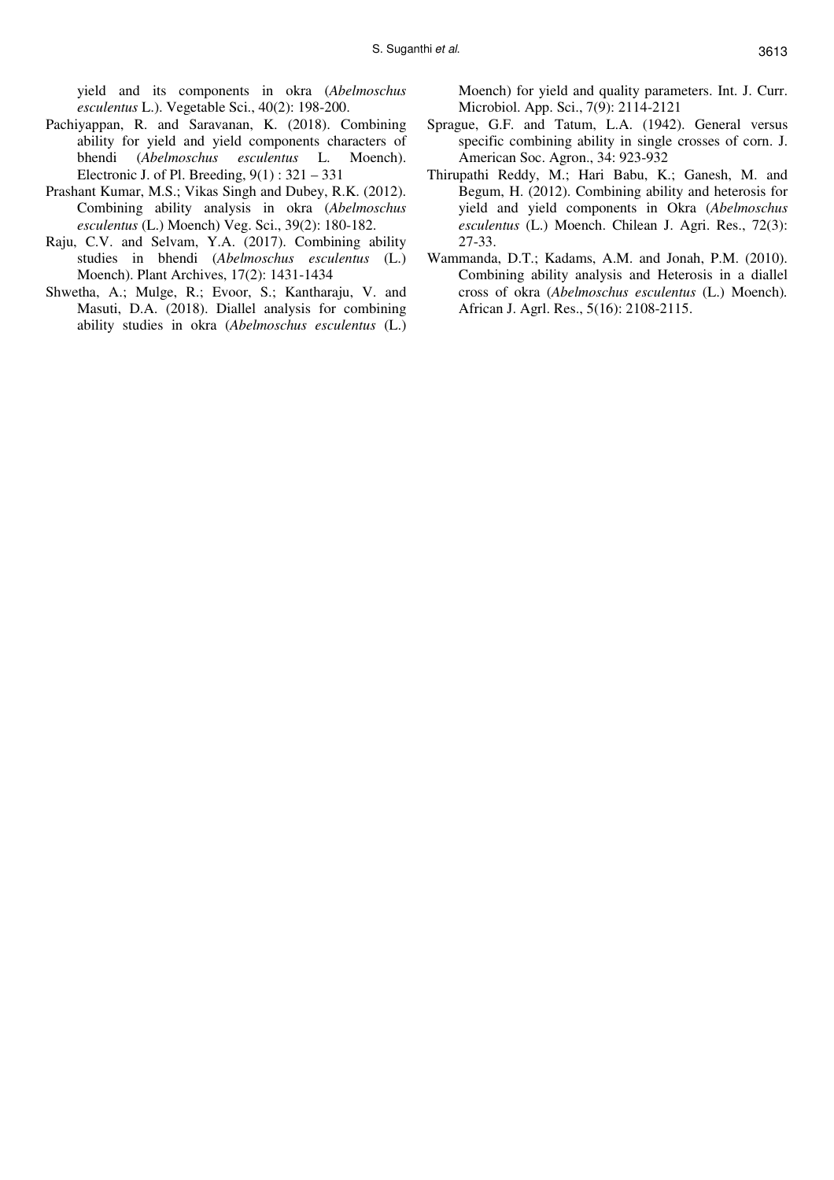yield and its components in okra (*Abelmoschus esculentus* L.). Vegetable Sci., 40(2): 198-200.

Pachiyappan, R. and Saravanan, K. (2018). Combining ability for yield and yield components characters of bhendi (*Abelmoschus esculentus* L. Moench). Electronic J. of Pl. Breeding, 9(1) : 321 – 331

Prashant Kumar, M.S.; Vikas Singh and Dubey, R.K. (2012). Combining ability analysis in okra (*Abelmoschus esculentus* (L.) Moench) Veg. Sci., 39(2): 180-182.

Raju, C.V. and Selvam, Y.A. (2017). Combining ability studies in bhendi (*Abelmoschus esculentus* (L.) Moench). Plant Archives, 17(2): 1431-1434

Shwetha, A.; Mulge, R.; Evoor, S.; Kantharaju, V. and Masuti, D.A. (2018). Diallel analysis for combining ability studies in okra (*Abelmoschus esculentus* (L.) Moench) for yield and quality parameters. Int. J. Curr. Microbiol. App. Sci., 7(9): 2114-2121

Sprague, G.F. and Tatum, L.A. (1942). General versus specific combining ability in single crosses of corn. J. American Soc. Agron., 34: 923-932

Thirupathi Reddy, M.; Hari Babu, K.; Ganesh, M. and Begum, H. (2012). Combining ability and heterosis for yield and yield components in Okra (*Abelmoschus esculentus* (L.) Moench. Chilean J. Agri. Res., 72(3): 27-33.

Wammanda, D.T.; Kadams, A.M. and Jonah, P.M. (2010). Combining ability analysis and Heterosis in a diallel cross of okra (*Abelmoschus esculentus* (L.) Moench). African J. Agrl. Res., 5(16): 2108-2115.